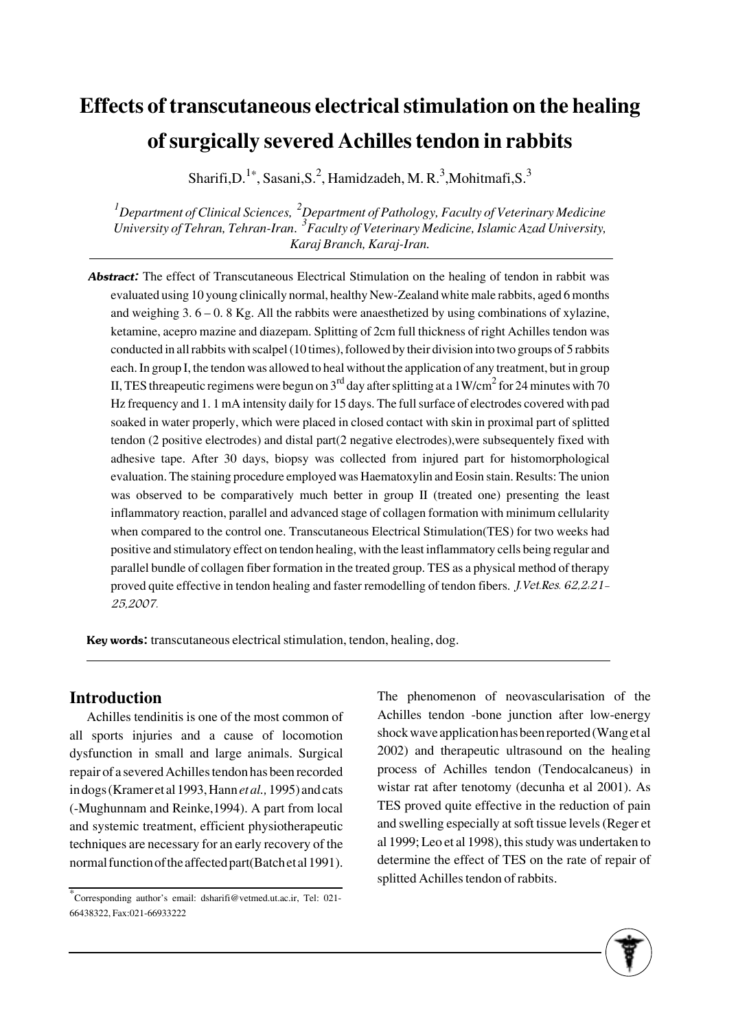# Effects of transcutaneous electrical stimulation on the healing of surgically severed Achilles tendon in rabbits

Sharifi,D.[1*], Sasani,S.[2], Hamidzadeh, M. R.[3],Mohitmafi,S.[3]

[1]*Department of Clinical Sciences,* [2]*Department of Pathology, Faculty of Veterinary Medicine University of Tehran, Tehran-Iran.* [3]*Faculty of Veterinary Medicine, Islamic Azad University, Karaj Branch, Karaj-Iran.*

**Abstract:** The effect of Transcutaneous Electrical Stimulation on the healing of tendon in rabbit was evaluated using 10 young clinically normal, healthy New-Zealand white male rabbits, aged 6 months and weighing 3. 6 – 0. 8 Kg. All the rabbits were anaesthetized by using combinations of xylazine, ketamine, acepro mazine and diazepam. Splitting of 2cm full thickness of right Achilles tendon was conducted in all rabbits with scalpel (10 times), followed by their division into two groups of 5 rabbits each. In group I, the tendon was allowed to heal without the application of any treatment, but in group II, TES threapeutic regimens were begun on 3[rd] day after splitting at a 1W/cm$^2$ for 24 minutes with 70 Hz frequency and 1. 1 mA intensity daily for 15 days. The full surface of electrodes covered with pad soaked in water properly, which were placed in closed contact with skin in proximal part of splitted tendon (2 positive electrodes) and distal part(2 negative electrodes),were subsequentely fixed with adhesive tape. After 30 days, biopsy was collected from injured part for histomorphological evaluation. The staining procedure employed was Haematoxylin and Eosin stain. Results: The union was observed to be comparatively much better in group II (treated one) presenting the least inflammatory reaction, parallel and advanced stage of collagen formation with minimum cellularity when compared to the control one. Transcutaneous Electrical Stimulation(TES) for two weeks had positive and stimulatory effect on tendon healing, with the least inflammatory cells being regular and parallel bundle of collagen fiber formation in the treated group. TES as a physical method of therapy proved quite effective in tendon healing and faster remodelling of tendon fibers. *J.Vet.Res. 62,2:21-25,2007.*

**Key words:** transcutaneous electrical stimulation, tendon, healing, dog.

## Introduction

Achilles tendinitis is one of the most common of all sports injuries and a cause of locomotion dysfunction in small and large animals. Surgical repair of a severed Achilles tendon has been recorded in dogs (Kramer et al 1993, Hann *et al.,* 1995) and cats (-Mughunnam and Reinke,1994). A part from local and systemic treatment, efficient physiotherapeutic techniques are necessary for an early recovery of the normal function of the affected part(Batch et al 1991). The phenomenon of neovascularisation of the Achilles tendon -bone junction after low-energy shock wave application has been reported (Wang et al 2002) and therapeutic ultrasound on the healing process of Achilles tendon (Tendocalcaneus) in wistar rat after tenotomy (decunha et al 2001). As TES proved quite effective in the reduction of pain and swelling especially at soft tissue levels (Reger et al 1999; Leo et al 1998), this study was undertaken to determine the effect of TES on the rate of repair of splitted Achilles tendon of rabbits.

*Corresponding author's email: dsharifi@vetmed.ut.ac.ir, Tel: 021-66438322, Fax:021-66933222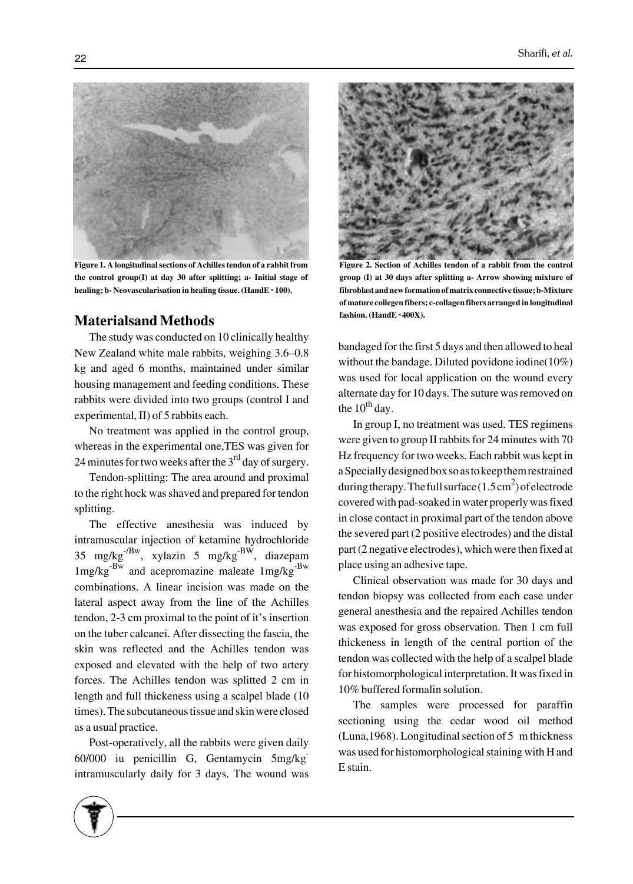Figure 1. A longitudinal sections of Achilles tendon of a rabbit from the control group(I) at day 30 after splitting; a- Initial stage of healing; b- Neovascularisation in healing tissue. (HandE ×100).

Figure 2. Section of Achilles tendon of a rabbit from the control group (I) at 30 days after splitting a- Arrow showing mixture of fibroblast and new formation of matrix connective tissue; b-Mixture of mature collegen fibers; c-collagen fibers arranged in longitudinal fashion. (HandE ×400X).

## Materialsand Methods

The study was conducted on 10 clinically healthy New Zealand white male rabbits, weighing 3.6–0.8 kg and aged 6 months, maintained under similar housing management and feeding conditions. These rabbits were divided into two groups (control I and experimental, II) of 5 rabbits each.

No treatment was applied in the control group, whereas in the experimental one,TES was given for 24 minutes for two weeks after the 3rd day of surgery.

Tendon-splitting: The area around and proximal to the right hock was shaved and prepared for tendon splitting.

The effective anesthesia was induced by intramuscular injection of ketamine hydrochloride 35 $mg/kg^{-/Bw}$, xylazin 5 $mg/kg^{-BW}$, diazepam $1mg/kg^{-Bw}$ and acepromazine maleate $1mg/kg^{-Bw}$ combinations. A linear incision was made on the lateral aspect away from the line of the Achilles tendon, 2-3 cm proximal to the point of it's insertion on the tuber calcanei. After dissecting the fascia, the skin was reflected and the Achilles tendon was exposed and elevated with the help of two artery forces. The Achilles tendon was splitted 2 cm in length and full thickeness using a scalpel blade (10 times). The subcutaneous tissue and skin were closed as a usual practice.

Post-operatively, all the rabbits were given daily 60/000 iu penicillin G, Gentamycin $5mg/kg^{-}$ intramuscularly daily for 3 days. The wound was bandaged for the first 5 days and then allowed to heal without the bandage. Diluted povidone iodine(10%) was used for local application on the wound every alternate day for 10 days. The suture was removed on the 10th day.

In group I, no treatment was used. TES regimens were given to group II rabbits for 24 minutes with 70 Hz frequency for two weeks. Each rabbit was kept in a Specially designed box so as to keep them restrained during therapy. The full surface ($1.5\,cm^2$) of electrode covered with pad-soaked in water properly was fixed in close contact in proximal part of the tendon above the severed part (2 positive electrodes) and the distal part (2 negative electrodes), which were then fixed at place using an adhesive tape.

Clinical observation was made for 30 days and tendon biopsy was collected from each case under general anesthesia and the repaired Achilles tendon was exposed for gross observation. Then 1 cm full thickeness in length of the central portion of the tendon was collected with the help of a scalpel blade for histomorphological interpretation. It was fixed in 10% buffered formalin solution.

The samples were processed for paraffin sectioning using the cedar wood oil method (Luna,1968). Longitudinal section of 5 m thickness was used for histomorphological staining with H and E stain.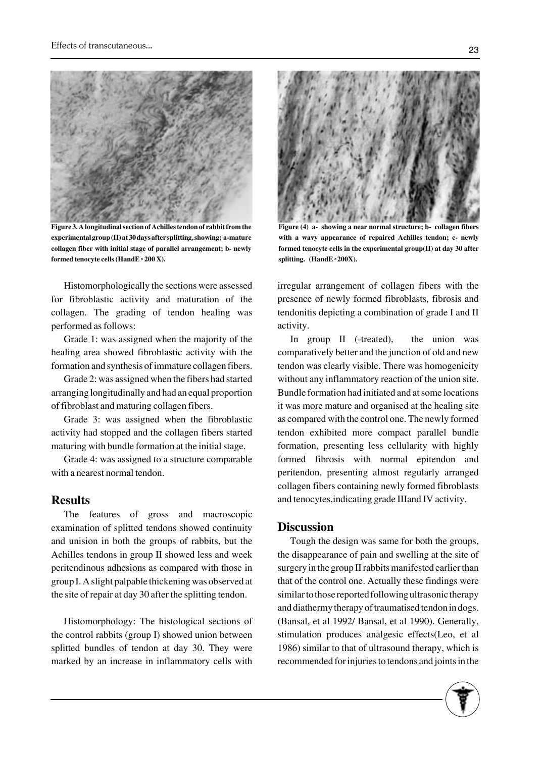Figure 3. A longitudinal section of Achilles tendon of rabbit from the experimental group (II) at 30 days after splitting, showing; a-mature collagen fiber with initial stage of parallel arrangement; b- newly formed tenocyte cells (HandE × 200 X).

Figure (4) a- showing a near normal structure; b- collagen fibers with a wavy appearance of repaired Achilles tendon; c- newly formed tenocyte cells in the experimental group(II) at day 30 after splitting. (HandE ×200X).

Histomorphologically the sections were assessed for fibroblastic activity and maturation of the collagen. The grading of tendon healing was performed as follows:

Grade 1: was assigned when the majority of the healing area showed fibroblastic activity with the formation and synthesis of immature collagen fibers.

Grade 2: was assigned when the fibers had started arranging longitudinally and had an equal proportion of fibroblast and maturing collagen fibers.

Grade 3: was assigned when the fibroblastic activity had stopped and the collagen fibers started maturing with bundle formation at the initial stage.

Grade 4: was assigned to a structure comparable with a nearest normal tendon.

## Results

The features of gross and macroscopic examination of splitted tendons showed continuity and unision in both the groups of rabbits, but the Achilles tendons in group II showed less and week peritendinous adhesions as compared with those in group I. A slight palpable thickening was observed at the site of repair at day 30 after the splitting tendon.

Histomorphology: The histological sections of the control rabbits (group I) showed union between splitted bundles of tendon at day 30. They were marked by an increase in inflammatory cells with irregular arrangement of collagen fibers with the presence of newly formed fibroblasts, fibrosis and tendonitis depicting a combination of grade I and II activity.

In group II (-treated), the union was comparatively better and the junction of old and new tendon was clearly visible. There was homogenicity without any inflammatory reaction of the union site. Bundle formation had initiated and at some locations it was more mature and organised at the healing site as compared with the control one. The newly formed tendon exhibited more compact parallel bundle formation, presenting less cellularity with highly formed fibrosis with normal epitendon and peritendon, presenting almost regularly arranged collagen fibers containing newly formed fibroblasts and tenocytes,indicating grade IIIand IV activity.

## Discussion

Tough the design was same for both the groups, the disappearance of pain and swelling at the site of surgery in the group II rabbits manifested earlier than that of the control one. Actually these findings were similar to those reported following ultrasonic therapy and diathermy therapy of traumatised tendon in dogs. (Bansal, et al 1992/ Bansal, et al 1990). Generally, stimulation produces analgesic effects(Leo, et al 1986) similar to that of ultrasound therapy, which is recommended for injuries to tendons and joints in the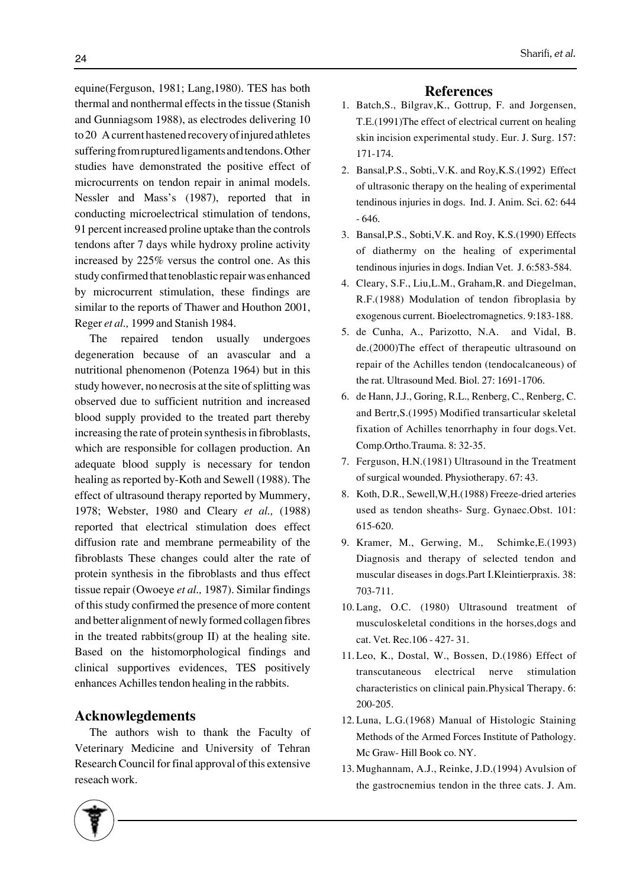equine(Ferguson, 1981; Lang,1980). TES has both thermal and nonthermal effects in the tissue (Stanish and Gunniagsom 1988), as electrodes delivering 10 to 20 A current hastened recovery of injured athletes suffering from ruptured ligaments and tendons. Other studies have demonstrated the positive effect of microcurrents on tendon repair in animal models. Nessler and Mass's (1987), reported that in conducting microelectrical stimulation of tendons, 91 percent increased proline uptake than the controls tendons after 7 days while hydroxy proline activity increased by 225% versus the control one. As this study confirmed that tenoblastic repair was enhanced by microcurrent stimulation, these findings are similar to the reports of Thawer and Houthon 2001, Reger *et al.,* 1999 and Stanish 1984.

The repaired tendon usually undergoes degeneration because of an avascular and a nutritional phenomenon (Potenza 1964) but in this study however, no necrosis at the site of splitting was observed due to sufficient nutrition and increased blood supply provided to the treated part thereby increasing the rate of protein synthesis in fibroblasts, which are responsible for collagen production. An adequate blood supply is necessary for tendon healing as reported by-Koth and Sewell (1988). The effect of ultrasound therapy reported by Mummery, 1978; Webster, 1980 and Cleary *et al.,* (1988) reported that electrical stimulation does effect diffusion rate and membrane permeability of the fibroblasts These changes could alter the rate of protein synthesis in the fibroblasts and thus effect tissue repair (Owoeye *et al.,* 1987). Similar findings of this study confirmed the presence of more content and better alignment of newly formed collagen fibres in the treated rabbits(group II) at the healing site. Based on the histomorphological findings and clinical supportives evidences, TES positively enhances Achilles tendon healing in the rabbits.

## Acknowlegdements

The authors wish to thank the Faculty of Veterinary Medicine and University of Tehran Research Council for final approval of this extensive reseach work.

## References

1. Batch,S., Bilgrav,K., Gottrup, F. and Jorgensen, T.E.(1991)The effect of electrical current on healing skin incision experimental study. Eur. J. Surg. 157: 171-174.
2. Bansal,P.S., Sobti,.V.K. and Roy,K.S.(1992) Effect of ultrasonic therapy on the healing of experimental tendinous injuries in dogs. Ind. J. Anim. Sci. 62: 644 - 646.
3. Bansal,P.S., Sobti,V.K. and Roy, K.S.(1990) Effects of diathermy on the healing of experimental tendinous injuries in dogs. Indian Vet. J. 6:583-584.
4. Cleary, S.F., Liu,L.M., Graham,R. and Diegelman, R.F.(1988) Modulation of tendon fibroplasia by exogenous current. Bioelectromagnetics. 9:183-188.
5. de Cunha, A., Parizotto, N.A. and Vidal, B. de.(2000)The effect of therapeutic ultrasound on repair of the Achilles tendon (tendocalcaneous) of the rat. Ultrasound Med. Biol. 27: 1691-1706.
6. de Hann, J.J., Goring, R.L., Renberg, C., Renberg, C. and Bertr,S.(1995) Modified transarticular skeletal fixation of Achilles tenorrhaphy in four dogs.Vet. Comp.Ortho.Trauma. 8: 32-35.
7. Ferguson, H.N.(1981) Ultrasound in the Treatment of surgical wounded. Physiotherapy. 67: 43.
8. Koth, D.R., Sewell,W,H.(1988) Freeze-dried arteries used as tendon sheaths- Surg. Gynaec.Obst. 101: 615-620.
9. Kramer, M., Gerwing, M., Schimke,E.(1993) Diagnosis and therapy of selected tendon and muscular diseases in dogs.Part I.Kleintierpraxis. 38: 703-711.
10. Lang, O.C. (1980) Ultrasound treatment of musculoskeletal conditions in the horses,dogs and cat. Vet. Rec.106 - 427- 31.
11. Leo, K., Dostal, W., Bossen, D.(1986) Effect of transcutaneous electrical nerve stimulation characteristics on clinical pain.Physical Therapy. 6: 200-205.
12. Luna, L.G.(1968) Manual of Histologic Staining Methods of the Armed Forces Institute of Pathology. Mc Graw- Hill Book co. NY.
13. Mughannam, A.J., Reinke, J.D.(1994) Avulsion of the gastrocnemius tendon in the three cats. J. Am.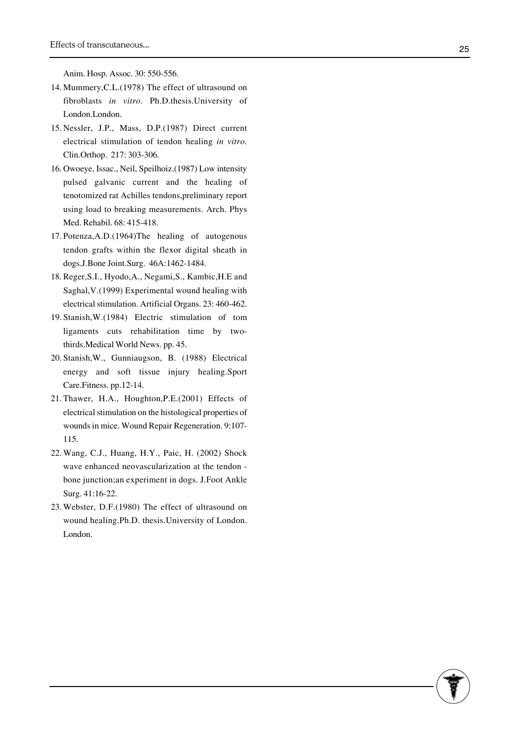Anim. Hosp. Assoc. 30: 550-556.

14. Mummery,C.L.(1978) The effect of ultrasound on fibroblasts *in vitro.* Ph.D.thesis.University of London.London.
15. Nessler, J.P., Mass, D.P.(1987) Direct current electrical stimulation of tendon healing *in vitro.* Clin.Orthop. 217: 303-306.
16. Owoeye, Issac., Neil, Speilhoiz.(1987) Low intensity pulsed galvanic current and the healing of tenotomized rat Achilles tendons,preliminary report using load to breaking measurements. Arch. Phys Med. Rehabil. 68: 415-418.
17. Potenza,A.D.(1964)The healing of autogenous tendon grafts within the flexor digital sheath in dogs.J.Bone Joint.Surg. 46A:1462-1484.
18. Reger,S.I., Hyodo,A., Negami,S., Kambic,H.E and Saghal,V.(1999) Experimental wound healing with electrical stimulation. Artificial Organs. 23: 460-462.
19. Stanish,W.(1984) Electric stimulation of tom ligaments cuts rehabilitation time by two-thirds.Medical World News. pp. 45.
20. Stanish,W., Gunniaugson, B. (1988) Electrical energy and soft tissue injury healing.Sport Care.Fitness. pp.12-14.
21. Thawer, H.A., Houghton,P.E.(2001) Effects of electrical stimulation on the histological properties of wounds in mice. Wound Repair Regeneration. 9:107-115.
22. Wang, C.J., Huang, H.Y., Paic, H. (2002) Shock wave enhanced neovascularization at the tendon - bone junction;an experiment in dogs. J.Foot Ankle Surg. 41:16-22.
23. Webster, D.F.(1980) The effect of ultrasound on wound healing.Ph.D. thesis.University of London. London.